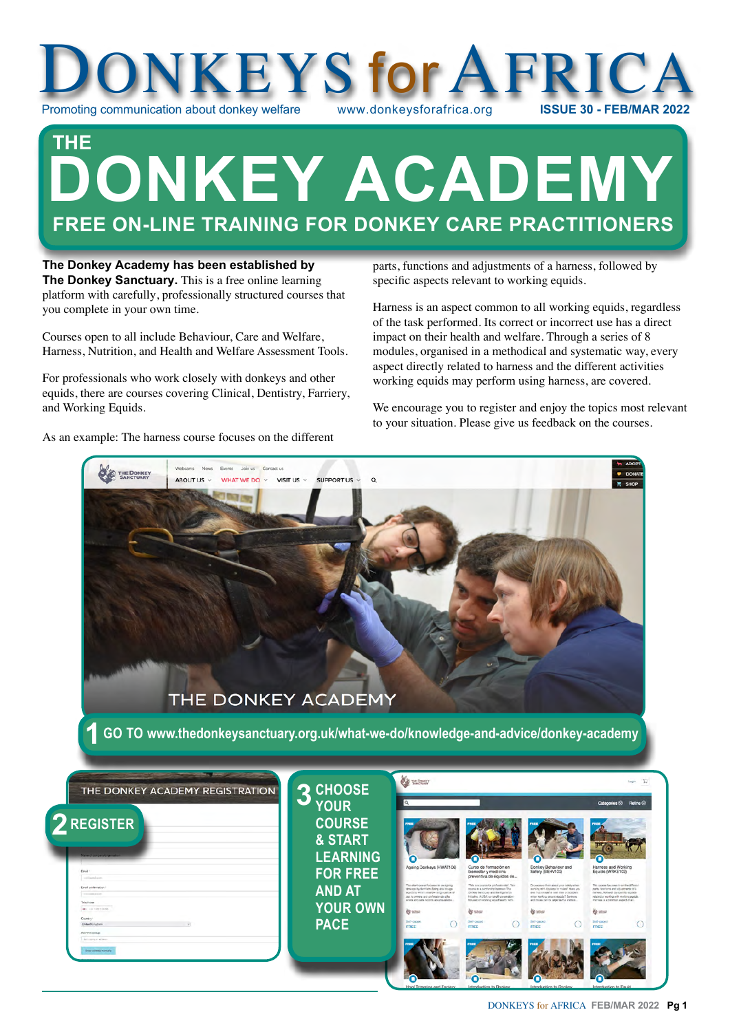# DONKEYS for AFRICA

Promoting communication about donkey welfare www.donkeysforafrica.org **ISSUE 30 - FEB/MAR 2022**

# THE DONKEY ACADEMY

## FREE ON-LINE TRAINING FOR DONKEY CARE PRACTITIONERS

**The Donkey Academy has been established by The Donkey Sanctuary.** This is a free online learning platform with carefully, professionally structured courses that you complete in your own time.

Courses open to all include Behaviour, Care and Welfare, Harness, Nutrition, and Health and Welfare Assessment Tools.

For professionals who work closely with donkeys and other equids, there are courses covering Clinical, Dentistry, Farriery, and Working Equids.

As an example: The harness course focuses on the different parts, functions and adjustments of a harness, followed by specific aspects relevant to working equids.

Harness is an aspect common to all working equids, regardless of the task performed. Its correct or incorrect use has a direct impact on their health and welfare. Through a series of 8 modules, organised in a methodical and systematic way, every aspect directly related to harness and the different activities working equids may perform using harness, are covered.

We encourage you to register and enjoy the topics most relevant to your situation. Please give us feedback on the courses.

THE DONKEY ACADEMY

**1** GO TO www.thedonkeysanctuary.org.uk/what-we-do/knowledge-and-advice/donkey-academy

**2** REGISTER

THE DONKEY ACADEMY REGISTRATION

**3** CHOOSE YOUR COURSE & START LEARNING FOR FREE AND AT YOUR OWN PACE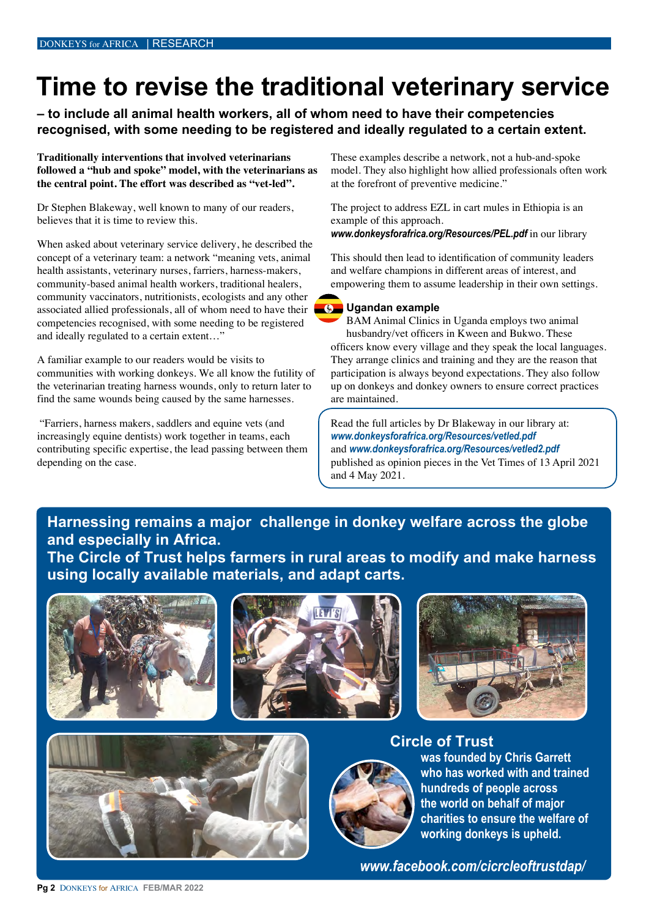# Time to revise the traditional veterinary service

**– to include all animal health workers, all of whom need to have their competencies recognised, with some needing to be registered and ideally regulated to a certain extent.**

**Traditionally interventions that involved veterinarians followed a "hub and spoke" model, with the veterinarians as the central point. The effort was described as "vet-led".**

Dr Stephen Blakeway, well known to many of our readers, believes that it is time to review this.

When asked about veterinary service delivery, he described the concept of a veterinary team: a network "meaning vets, animal health assistants, veterinary nurses, farriers, harness-makers, community-based animal health workers, traditional healers, community vaccinators, nutritionists, ecologists and any other associated allied professionals, all of whom need to have their competencies recognised, with some needing to be registered and ideally regulated to a certain extent…"

A familiar example to our readers would be visits to communities with working donkeys. We all know the futility of the veterinarian treating harness wounds, only to return later to find the same wounds being caused by the same harnesses.

"Farriers, harness makers, saddlers and equine vets (and increasingly equine dentists) work together in teams, each contributing specific expertise, the lead passing between them depending on the case.

These examples describe a network, not a hub-and-spoke model. They also highlight how allied professionals often work at the forefront of preventive medicine."

The project to address EZL in cart mules in Ethiopia is an example of this approach.
***www.donkeysforafrica.org/Resources/PEL.pdf*** in our library

This should then lead to identification of community leaders and welfare champions in different areas of interest, and empowering them to assume leadership in their own settings.

### Ugandan example

BAM Animal Clinics in Uganda employs two animal husbandry/vet officers in Kween and Bukwo. These officers know every village and they speak the local languages. They arrange clinics and training and they are the reason that participation is always beyond expectations. They also follow up on donkeys and donkey owners to ensure correct practices are maintained.

Read the full articles by Dr Blakeway in our library at:
***www.donkeysforafrica.org/Resources/vetled.pdf***
and ***www.donkeysforafrica.org/Resources/vetled2.pdf***
published as opinion pieces in the Vet Times of 13 April 2021 and 4 May 2021.

## Harnessing remains a major challenge in donkey welfare across the globe and especially in Africa.
## The Circle of Trust helps farmers in rural areas to modify and make harness using locally available materials, and adapt carts.

### Circle of Trust

**was founded by Chris Garrett who has worked with and trained hundreds of people across the world on behalf of major charities to ensure the welfare of working donkeys is upheld.**

***www.facebook.com/cicrcleoftrustdap/***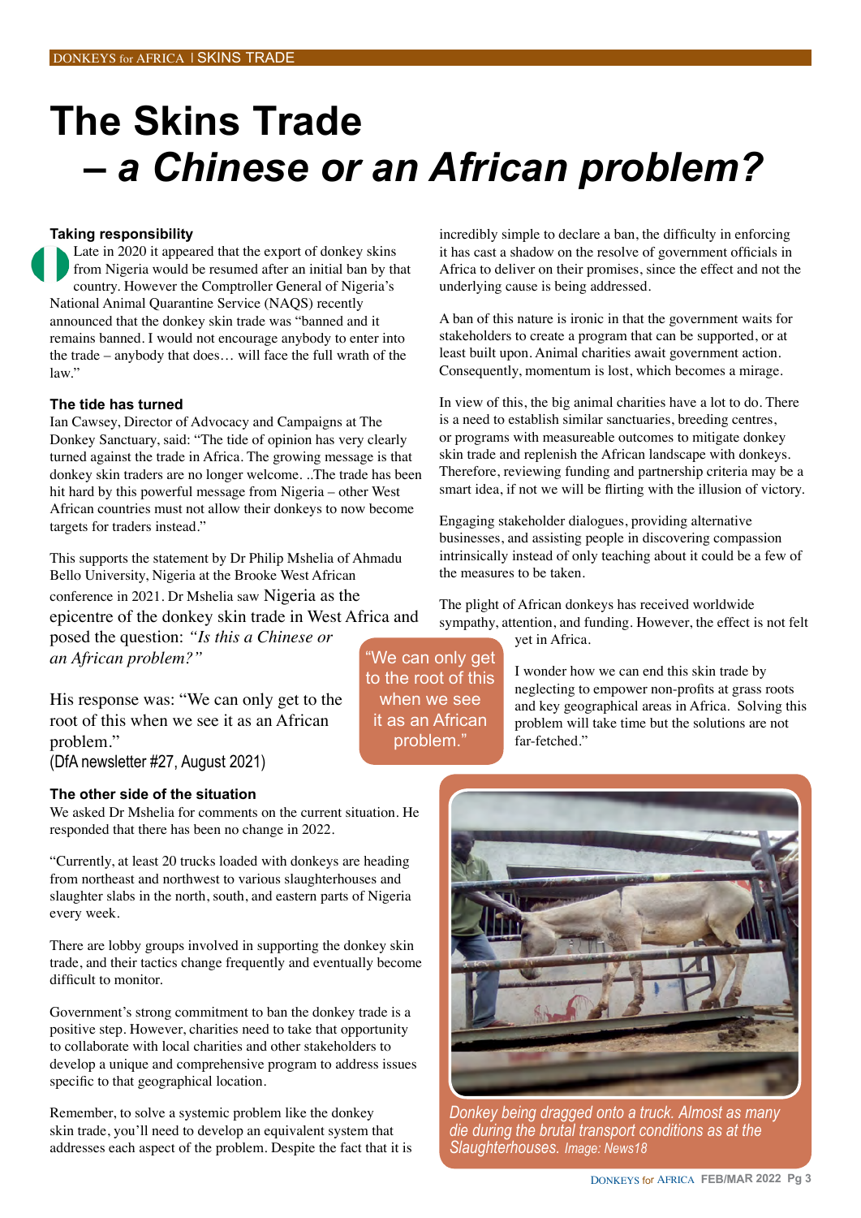# The Skins Trade
# – *a Chinese or an African problem?*

### Taking responsibility

Late in 2020 it appeared that the export of donkey skins from Nigeria would be resumed after an initial ban by that country. However the Comptroller General of Nigeria's National Animal Quarantine Service (NAQS) recently announced that the donkey skin trade was "banned and it remains banned. I would not encourage anybody to enter into the trade – anybody that does… will face the full wrath of the law."

### The tide has turned

Ian Cawsey, Director of Advocacy and Campaigns at The Donkey Sanctuary, said: "The tide of opinion has very clearly turned against the trade in Africa. The growing message is that donkey skin traders are no longer welcome. ..The trade has been hit hard by this powerful message from Nigeria – other West African countries must not allow their donkeys to now become targets for traders instead."

This supports the statement by Dr Philip Mshelia of Ahmadu Bello University, Nigeria at the Brooke West African conference in 2021. Dr Mshelia saw Nigeria as the epicentre of the donkey skin trade in West Africa and posed the question: *"Is this a Chinese or an African problem?"*

His response was: "We can only get to the root of this when we see it as an African problem."
(DfA newsletter #27, August 2021)

"We can only get to the root of this when we see it as an African problem."

### The other side of the situation

We asked Dr Mshelia for comments on the current situation. He responded that there has been no change in 2022.

"Currently, at least 20 trucks loaded with donkeys are heading from northeast and northwest to various slaughterhouses and slaughter slabs in the north, south, and eastern parts of Nigeria every week.

There are lobby groups involved in supporting the donkey skin trade, and their tactics change frequently and eventually become difficult to monitor.

Government's strong commitment to ban the donkey trade is a positive step. However, charities need to take that opportunity to collaborate with local charities and other stakeholders to develop a unique and comprehensive program to address issues specific to that geographical location.

Remember, to solve a systemic problem like the donkey skin trade, you'll need to develop an equivalent system that addresses each aspect of the problem. Despite the fact that it is incredibly simple to declare a ban, the difficulty in enforcing it has cast a shadow on the resolve of government officials in Africa to deliver on their promises, since the effect and not the underlying cause is being addressed.

A ban of this nature is ironic in that the government waits for stakeholders to create a program that can be supported, or at least built upon. Animal charities await government action. Consequently, momentum is lost, which becomes a mirage.

In view of this, the big animal charities have a lot to do. There is a need to establish similar sanctuaries, breeding centres, or programs with measureable outcomes to mitigate donkey skin trade and replenish the African landscape with donkeys. Therefore, reviewing funding and partnership criteria may be a smart idea, if not we will be flirting with the illusion of victory.

Engaging stakeholder dialogues, providing alternative businesses, and assisting people in discovering compassion intrinsically instead of only teaching about it could be a few of the measures to be taken.

The plight of African donkeys has received worldwide sympathy, attention, and funding. However, the effect is not felt yet in Africa.

I wonder how we can end this skin trade by neglecting to empower non-profits at grass roots and key geographical areas in Africa. Solving this problem will take time but the solutions are not far-fetched."

*Donkey being dragged onto a truck. Almost as many die during the brutal transport conditions as at the Slaughterhouses.* Image: News18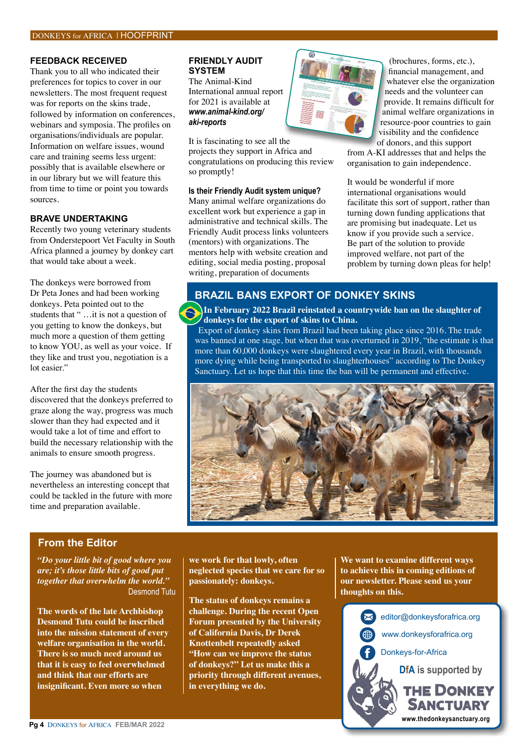## FEEDBACK RECEIVED

Thank you to all who indicated their preferences for topics to cover in our newsletters. The most frequent request was for reports on the skins trade, followed by information on conferences, webinars and symposia. The profiles on organisations/individuals are popular. Information on welfare issues, wound care and training seems less urgent: possibly that is available elsewhere or in our library but we will feature this from time to time or point you towards sources.

## BRAVE UNDERTAKING

Recently two young veterinary students from Onderstepoort Vet Faculty in South Africa planned a journey by donkey cart that would take about a week.

The donkeys were borrowed from Dr Peta Jones and had been working donkeys. Peta pointed out to the students that " …it is not a question of you getting to know the donkeys, but much more a question of them getting to know YOU, as well as your voice. If they like and trust you, negotiation is a lot easier."

After the first day the students discovered that the donkeys preferred to graze along the way, progress was much slower than they had expected and it would take a lot of time and effort to build the necessary relationship with the animals to ensure smooth progress.

The journey was abandoned but is nevertheless an interesting concept that could be tackled in the future with more time and preparation available.

## FRIENDLY AUDIT SYSTEM

The Animal-Kind International annual report for 2021 is available at ***www.animal-kind.org/aki-reports***

It is fascinating to see all the projects they support in Africa and congratulations on producing this review so promptly!

### Is their Friendly Audit system unique?

Many animal welfare organizations do excellent work but experience a gap in administrative and technical skills. The Friendly Audit process links volunteers (mentors) with organizations. The mentors help with website creation and editing, social media posting, proposal writing, preparation of documents (brochures, forms, etc.), financial management, and whatever else the organization needs and the volunteer can provide. It remains difficult for animal welfare organizations in resource-poor countries to gain visibility and the confidence of donors, and this support from A-KI addresses that and helps the organisation to gain independence.

It would be wonderful if more international organisations would facilitate this sort of support, rather than turning down funding applications that are promising but inadequate. Let us know if you provide such a service. Be part of the solution to provide improved welfare, not part of the problem by turning down pleas for help!

## BRAZIL BANS EXPORT OF DONKEY SKINS

**In February 2022 Brazil reinstated a countrywide ban on the slaughter of donkeys for the export of skins to China.**

Export of donkey skins from Brazil had been taking place since 2016. The trade was banned at one stage, but when that was overturned in 2019, "the estimate is that more than 60,000 donkeys were slaughtered every year in Brazil, with thousands more dying while being transported to slaughterhouses" according to The Donkey Sanctuary. Let us hope that this time the ban will be permanent and effective.

## From the Editor

***"Do your little bit of good where you are; it's those little bits of good put together that overwhelm the world."***
Desmond Tutu

**The words of the late Archbishop Desmond Tutu could be inscribed into the mission statement of every welfare organisation in the world. There is so much need around us that it is easy to feel overwhelmed and think that our efforts are insignificant. Even more so when we work for that lowly, often neglected species that we care for so passionately: donkeys.**

**The status of donkeys remains a challenge. During the recent Open Forum presented by the University of California Davis, Dr Derek Knottenbelt repeatedly asked "How can we improve the status of donkeys?" Let us make this a priority through different avenues, in everything we do.**

**We want to examine different ways to achieve this in coming editions of our newsletter. Please send us your thoughts on this.**

editor@donkeysforafrica.org

www.donkeysforafrica.org

Donkeys-for-Africa

**DfA is supported by**

**THE DONKEY SANCTUARY**

www.thedonkeysanctuary.org